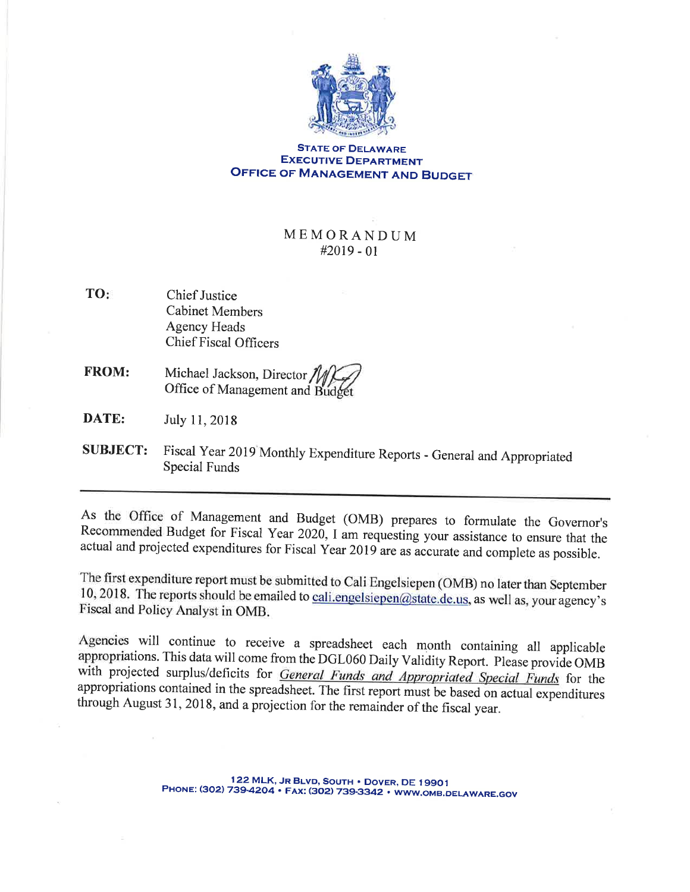**STATE OF DELAWARE**
**EXECUTIVE DEPARTMENT**
**OFFICE OF MANAGEMENT AND BUDGET**

# MEMORANDUM
#2019 - 01

**TO:** Chief Justice
Cabinet Members
Agency Heads
Chief Fiscal Officers

**FROM:** Michael Jackson, Director
Office of Management and Budget

**DATE:** July 11, 2018

**SUBJECT:** Fiscal Year 2019 Monthly Expenditure Reports - General and Appropriated Special Funds

---

As the Office of Management and Budget (OMB) prepares to formulate the Governor's Recommended Budget for Fiscal Year 2020, I am requesting your assistance to ensure that the actual and projected expenditures for Fiscal Year 2019 are as accurate and complete as possible.

The first expenditure report must be submitted to Cali Engelsiepen (OMB) no later than September 10, 2018. The reports should be emailed to cali.engelsiepen@state.de.us, as well as, your agency's Fiscal and Policy Analyst in OMB.

Agencies will continue to receive a spreadsheet each month containing all applicable appropriations. This data will come from the DGL060 Daily Validity Report. Please provide OMB with projected surplus/deficits for *General Funds and Appropriated Special Funds* for the appropriations contained in the spreadsheet. The first report must be based on actual expenditures through August 31, 2018, and a projection for the remainder of the fiscal year.

122 MLK, JR BLVD, SOUTH • DOVER, DE 19901
PHONE: (302) 739-4204 • FAX: (302) 739-3342 • WWW.OMB.DELAWARE.GOV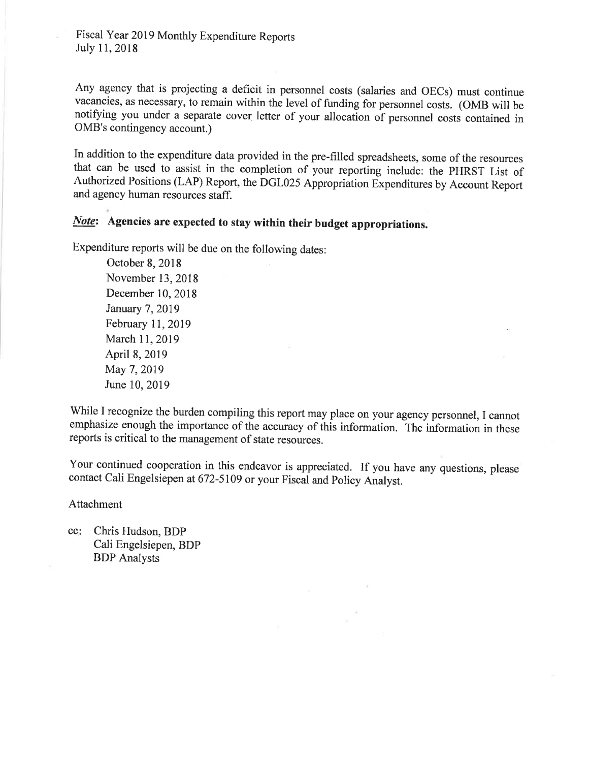Fiscal Year 2019 Monthly Expenditure Reports
July 11, 2018

Any agency that is projecting a deficit in personnel costs (salaries and OECs) must continue vacancies, as necessary, to remain within the level of funding for personnel costs. (OMB will be notifying you under a separate cover letter of your allocation of personnel costs contained in OMB's contingency account.)

In addition to the expenditure data provided in the pre-filled spreadsheets, some of the resources that can be used to assist in the completion of your reporting include: the PHRST List of Authorized Positions (LAP) Report, the DGL025 Appropriation Expenditures by Account Report and agency human resources staff.

***Note*: Agencies are expected to stay within their budget appropriations.**

Expenditure reports will be due on the following dates:

- October 8, 2018
- November 13, 2018
- December 10, 2018
- January 7, 2019
- February 11, 2019
- March 11, 2019
- April 8, 2019
- May 7, 2019
- June 10, 2019

While I recognize the burden compiling this report may place on your agency personnel, I cannot emphasize enough the importance of the accuracy of this information. The information in these reports is critical to the management of state resources.

Your continued cooperation in this endeavor is appreciated. If you have any questions, please contact Cali Engelsiepen at 672-5109 or your Fiscal and Policy Analyst.

Attachment

cc: Chris Hudson, BDP
Cali Engelsiepen, BDP
BDP Analysts